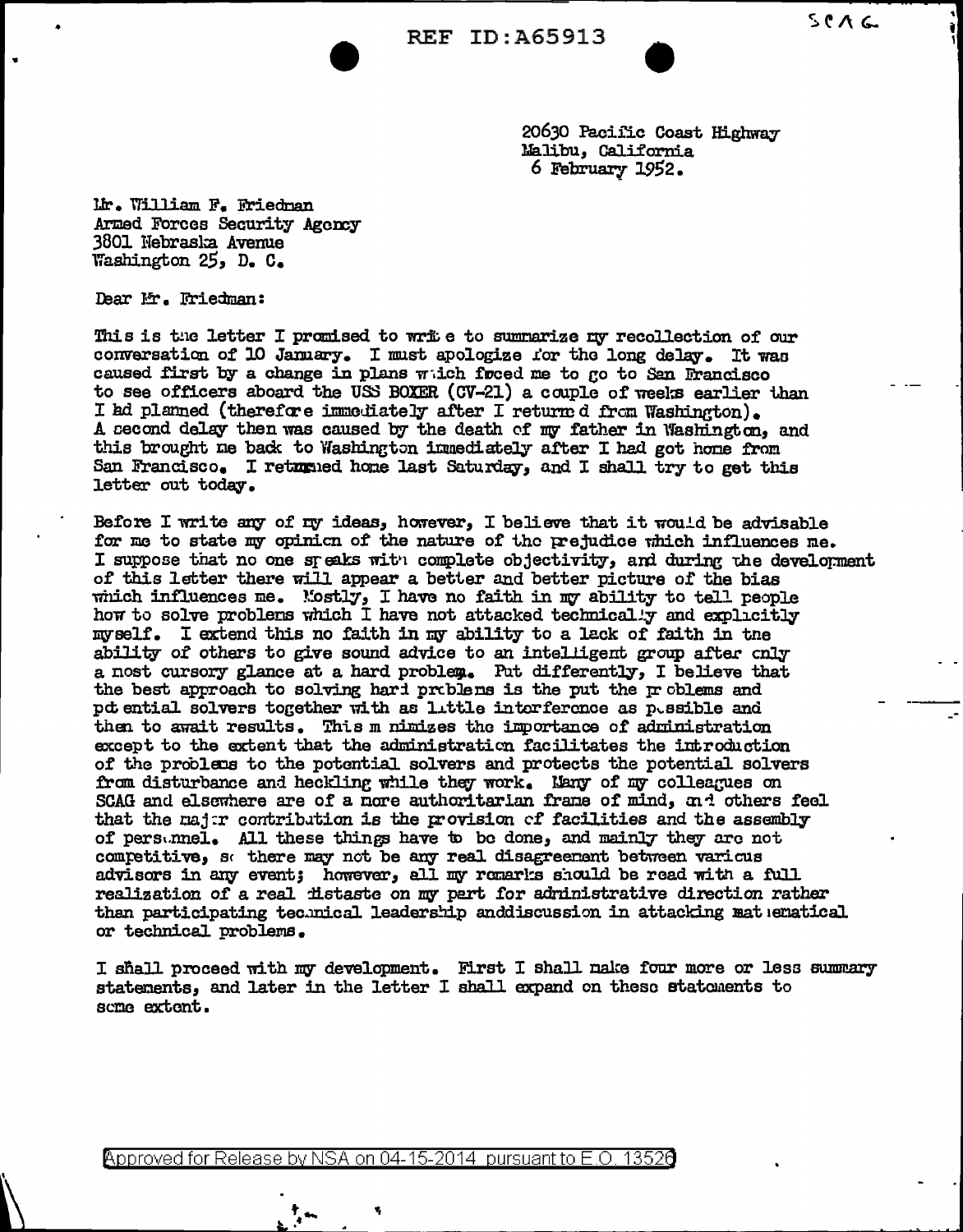20630 Pacific Coast Highway
Malibu, California
6 February 1952.

Mr. William F. Friedman
Armed Forces Security Agency
3801 Nebraska Avenue
Washington 25, D. C.

Dear Mr. Friedman:

This is the letter I promised to write to summarize my recollection of our conversation of 10 January. I must apologize for the long delay. It was caused first by a change in plans which forced me to go to San Francisco to see officers aboard the USS BOXER (CV-21) a couple of weeks earlier than I had planned (therefore immediately after I returned from Washington). A second delay then was caused by the death of my father in Washington, and this brought me back to Washington immediately after I had got home from San Francisco. I returned home last Saturday, and I shall try to get this letter out today.

Before I write any of my ideas, however, I believe that it would be advisable for me to state my opinion of the nature of the prejudice which influences me. I suppose that no one speaks with complete objectivity, and during the development of this letter there will appear a better and better picture of the bias which influences me. Mostly, I have no faith in my ability to tell people how to solve problems which I have not attacked technically and explicitly myself. I extend this no faith in my ability to a lack of faith in the ability of others to give sound advice to an intelligent group after only a most cursory glance at a hard problem. Put differently, I believe that the best approach to solving hard problems is the put the problems and potential solvers together with as little interference as possible and then to await results. This minimizes the importance of administration except to the extent that the administration facilitates the introduction of the problems to the potential solvers and protects the potential solvers from disturbance and heckling while they work. Many of my colleagues on SCAG and elsewhere are of a more authoritarian frame of mind, and others feel that the major contribution is the provision of facilities and the assembly of personnel. All these things have to be done, and mainly they are not competitive, so there may not be any real disagreement between various advisors in any event; however, all my remarks should be read with a full realization of a real distaste on my part for administrative direction rather than participating technical leadership anddiscussion in attacking mathematical or technical problems.

I shall proceed with my development. First I shall make four more or less summary statements, and later in the letter I shall expand on these statements to some extent.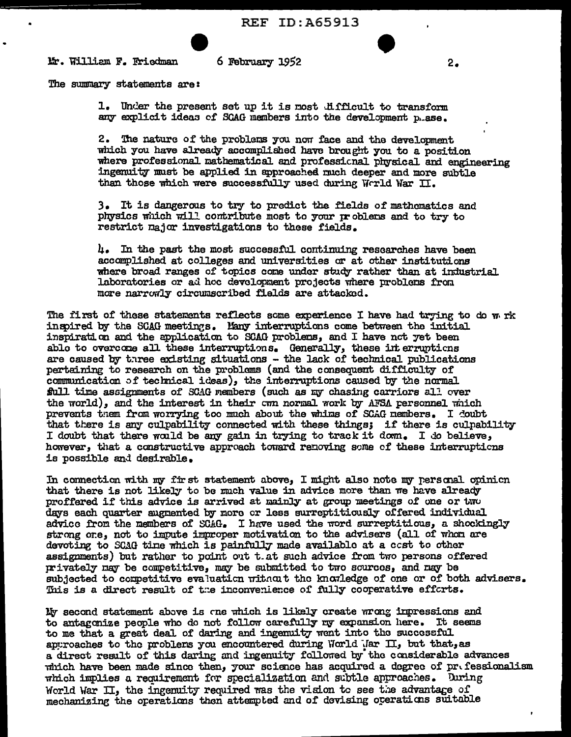Mr. William F. Friedman    6 February 1952

The summary statements are:

1. Under the present set up it is most difficult to transform any explicit ideas of SCAG members into the development phase.

2. The nature of the problems you now face and the development which you have already accomplished have brought you to a position where professional mathematical and professional physical and engineering ingenuity must be applied in approached much deeper and more subtle than those which were successfully used during World War II.

3. It is dangerous to try to predict the fields of mathematics and physics which will contribute most to your problems and to try to restrict major investigations to these fields.

4. In the past the most successful continuing researches have been accomplished at colleges and universities or at other institutions where broad ranges of topics come under study rather than at industrial laboratories or ad hoc development projects where problems from more narrowly circumscribed fields are attacked.

The first of these statements reflects some experience I have had trying to do work inspired by the SCAG meetings. Many interruptions come between the initial inspiration and the application to SCAG problems, and I have not yet been able to overcome all these interruptions. Generally, these interruptions are caused by three existing situations - the lack of technical publications pertaining to research on the problems (and the consequent difficulty of communication of technical ideas), the interruptions caused by the normal full time assignments of SCAG members (such as my chasing carriers all over the world), and the interest in their own normal work by AFSA personnel which prevents them from worrying too much about the whims of SCAG members. I doubt that there is any culpability connected with these things; if there is culpability I doubt that there would be any gain in trying to track it down. I do believe, however, that a constructive approach toward removing some of these interruptions is possible and desirable.

In connection with my first statement above, I might also note my personal opinion that there is not likely to be much value in advice more than we have already proffered if this advice is arrived at mainly at group meetings of one or two days each quarter augmented by more or less surreptitiously offered individual advice from the members of SCAG. I have used the word surreptitious, a shockingly strong one, not to impute improper motivation to the advisers (all of whom are devoting to SCAG time which is painfully made available at a cost to other assignments) but rather to point out that such advice from two persons offered privately may be competitive, may be submitted to two sources, and may be subjected to competitive evaluation without the knowledge of one or of both advisers. This is a direct result of the inconvenience of fully cooperative efforts.

My second statement above is one which is likely create wrong impressions and to antagonize people who do not follow carefully my expansion here. It seems to me that a great deal of daring and ingenuity went into the successful approaches to the problems you encountered during World War II, but that, as a direct result of this daring and ingenuity followed by the considerable advances which have been made since then, your science has acquired a degree of professionalism which implies a requirement for specialization and subtle approaches. During World War II, the ingenuity required was the vision to see the advantage of mechanizing the operations then attempted and of devising operations suitable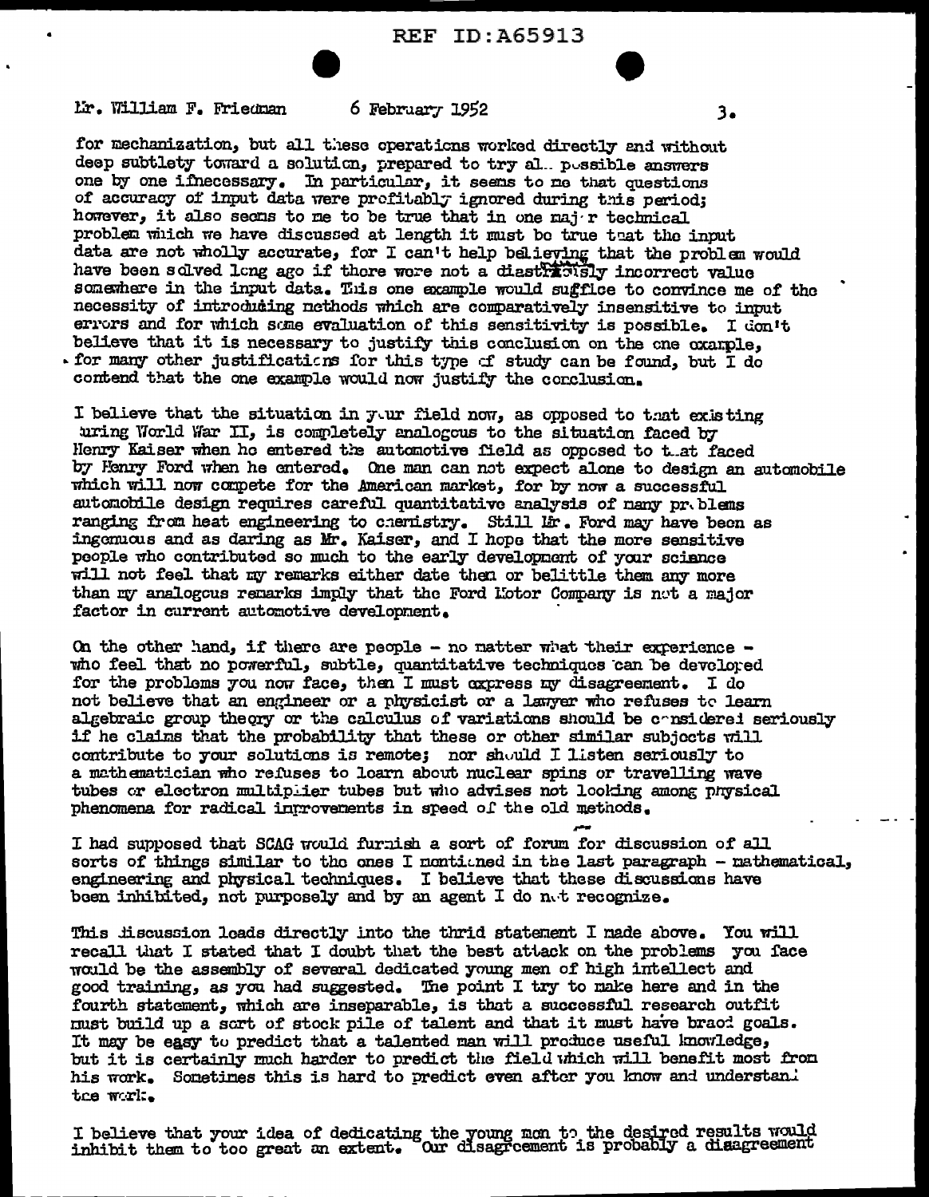Mr. William F. Friedman 6 February 1952

for mechanization, but all these operations worked directly and without deep subtlety toward a solution, prepared to try all possible answers one by one if necessary. In particular, it seems to me that questions of accuracy of input data were profitably ignored during this period; however, it also seems to me to be true that in one major technical problem which we have discussed at length it must be true that the input data are not wholly accurate, for I can't help believing that the problem would have been solved long ago if there were not a disastrously incorrect value somewhere in the input data. This one example would suffice to convince me of the necessity of introducing methods which are comparatively insensitive to input errors and for which some evaluation of this sensitivity is possible. I don't believe that it is necessary to justify this conclusion on the one example, for many other justifications for this type of study can be found, but I do contend that the one example would now justify the conclusion.

I believe that the situation in your field now, as opposed to that existing during World War II, is completely analogous to the situation faced by Henry Kaiser when he entered the automotive field as opposed to that faced by Henry Ford when he entered. One man can not expect alone to design an automobile which will now compete for the American market, for by now a successful automobile design requires careful quantitative analysis of many problems ranging from heat engineering to chemistry. Still Mr. Ford may have been as ingenuous and as daring as Mr. Kaiser, and I hope that the more sensitive people who contributed so much to the early development of your science will not feel that my remarks either date them or belittle them any more than my analogous remarks imply that the Ford Motor Company is not a major factor in current automotive development.

On the other hand, if there are people - no matter what their experience - who feel that no powerful, subtle, quantitative techniques can be developed for the problems you now face, then I must express my disagreement. I do not believe that an engineer or a physicist or a lawyer who refuses to learn algebraic group theory or the calculus of variations should be considered seriously if he claims that the probability that these or other similar subjects will contribute to your solutions is remote; nor should I listen seriously to a mathematician who refuses to learn about nuclear spins or travelling wave tubes or electron multiplier tubes but who advises not looking among physical phenomena for radical improvements in speed of the old methods.

I had supposed that SCAG would furnish a sort of forum for discussion of all sorts of things similar to the ones I mentioned in the last paragraph - mathematical, engineering and physical techniques. I believe that these discussions have been inhibited, not purposely and by an agent I do not recognize.

This discussion leads directly into the thrid statement I made above. You will recall that I stated that I doubt that the best attack on the problems you face would be the assembly of several dedicated young men of high intellect and good training, as you had suggested. The point I try to make here and in the fourth statement, which are inseparable, is that a successful research outfit must build up a sort of stock pile of talent and that it must have broad goals. It may be easy to predict that a talented man will produce useful knowledge, but it is certainly much harder to predict the field which will benefit most from his work. Sometimes this is hard to predict even after you know and understand the work.

I believe that your idea of dedicating the young men to the desired results would inhibit them to too great an extent. Our disagreement is probably a disagreement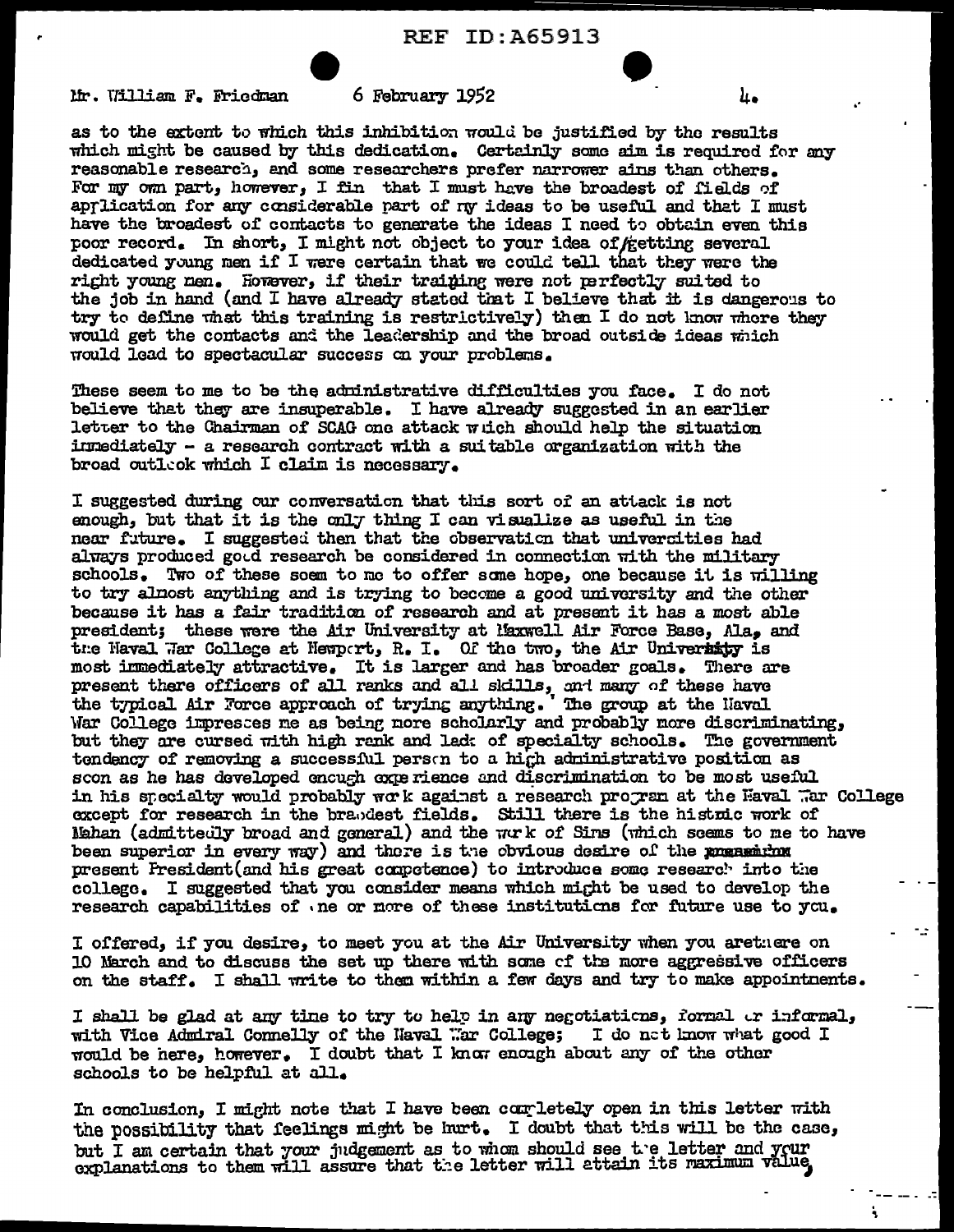as to the extent to which this inhibition would be justified by the results which might be caused by this dedication. Certainly some aim is required for any reasonable research, and some researchers prefer narrower aims than others. For my own part, however, I find that I must have the broadest of fields of application for any considerable part of my ideas to be useful and that I must have the broadest of contacts to generate the ideas I need to obtain even this poor record. In short, I might not object to your idea of getting several dedicated young men if I were certain that we could tell that they were the right young men. However, if their training were not perfectly suited to the job in hand (and I have already stated that I believe that it is dangerous to try to define what this training is restrictively) then I do not know where they would get the contacts and the leadership and the broad outside ideas which would lead to spectacular success on your problems.

These seem to me to be the administrative difficulties you face. I do not believe that they are insuperable. I have already suggested in an earlier letter to the Chairman of SCAG one attack which should help the situation immediately - a research contract with a suitable organization with the broad outlook which I claim is necessary.

I suggested during our conversation that this sort of an attack is not enough, but that it is the only thing I can visualize as useful in the near future. I suggested then that the observation that universities had always produced good research be considered in connection with the military schools. Two of these seem to me to offer some hope, one because it is willing to try almost anything and is trying to become a good university and the other because it has a fair tradition of research and at present it has a most able president; these were the Air University at Maxwell Air Force Base, Ala. and the Naval War College at Newport, R. I. Of the two, the Air University is most immediately attractive. It is larger and has broader goals. There are present there officers of all ranks and all skills, and many of these have the typical Air Force approach of trying anything. The group at the Naval War College impresses me as being more scholarly and probably more discriminating, but they are cursed with high rank and lack of specialty schools. The government tendency of removing a successful person to a high administrative position as soon as he has developed enough experience and discrimination to be most useful in his specialty would probably work against a research program at the Naval War College except for research in the broadest fields. Still there is the historic work of Mahan (admittedly broad and general) and the work of Sims (which seems to me to have been superior in every way) and there is the obvious desire of the present President (and his great competence) to introduce some research into the college. I suggested that you consider means which might be used to develop the research capabilities of one or more of these institutions for future use to you.

I offered, if you desire, to meet you at the Air University when you are there on 10 March and to discuss the set up there with some of the more aggressive officers on the staff. I shall write to them within a few days and try to make appointments.

I shall be glad at any time to try to help in any negotiations, formal or informal, with Vice Admiral Connelly of the Naval War College; I do not know what good I would be here, however. I doubt that I know enough about any of the other schools to be helpful at all.

In conclusion, I might note that I have been completely open in this letter with the possibility that feelings might be hurt. I doubt that this will be the case, but I am certain that your judgement as to whom should see the letter and your explanations to them will assure that the letter will attain its maximum value,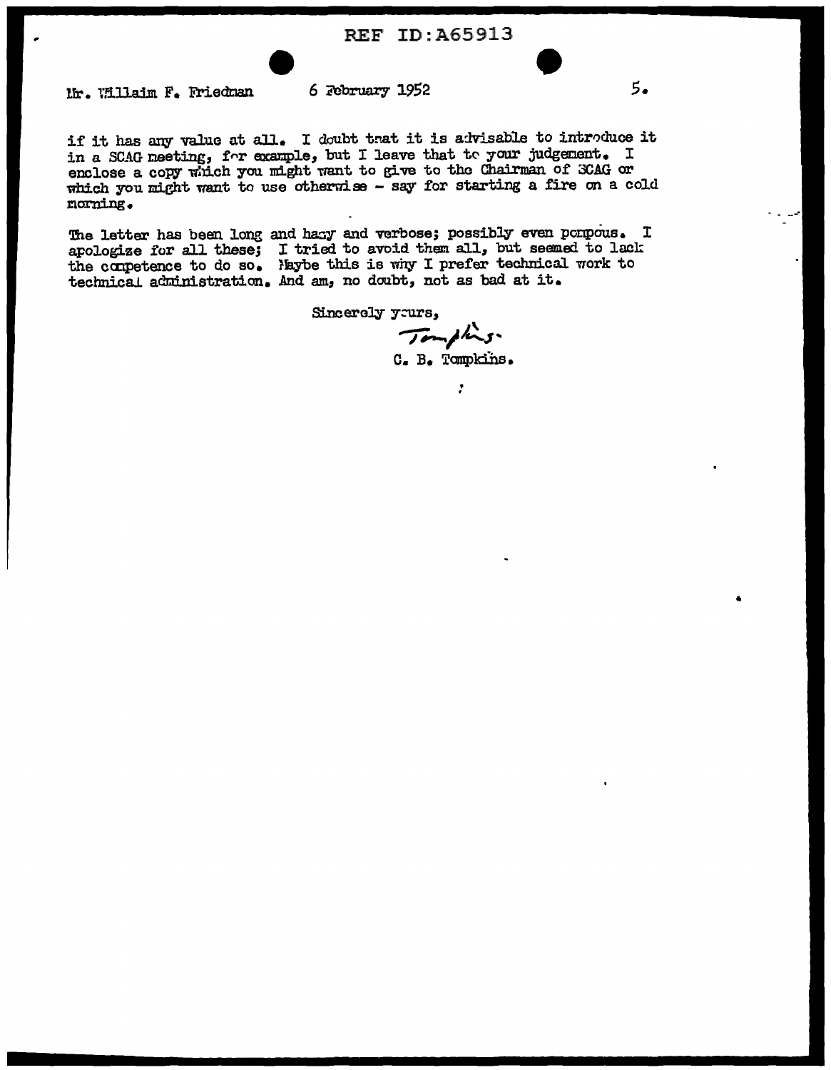if it has any value at all. I doubt that it is advisable to introduce it in a SCAG meeting, for example, but I leave that to your judgement. I enclose a copy which you might want to give to the Chairman of SCAG or which you might want to use otherwise - say for starting a fire on a cold morning.

The letter has been long and hazy and verbose; possibly even pompous. I apologize for all these; I tried to avoid them all, but seemed to lack the competence to do so. Maybe this is why I prefer technical work to technical administration. And am, no doubt, not as bad at it.

Sincerely yours,

Tompkins.

C. B. Tompkins.